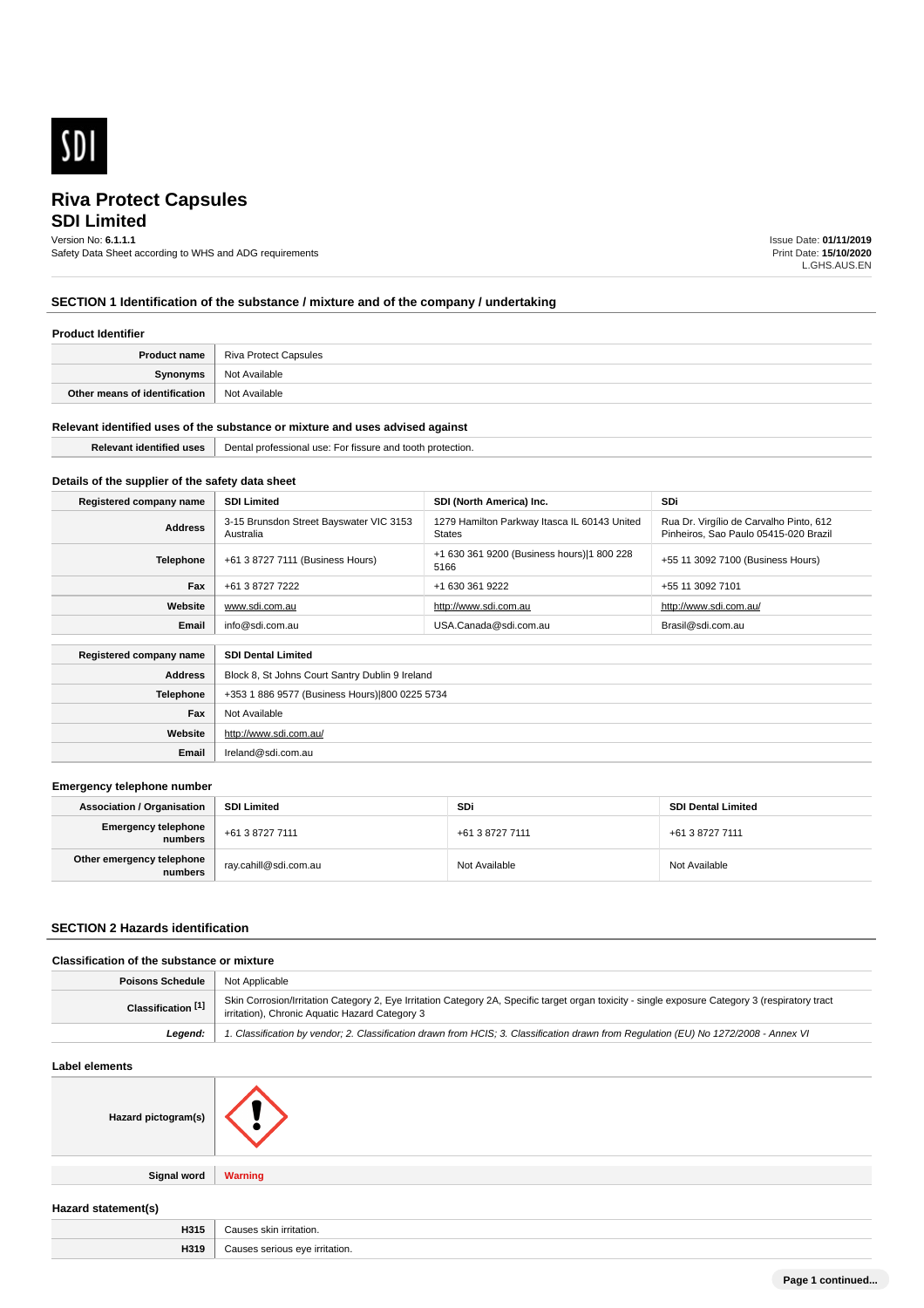SDI

# Riva Protect Capsules

## SDI Limited

Version No: **6.1.1.1**
Safety Data Sheet according to WHS and ADG requirements

Issue Date: **01/11/2019**
Print Date: **15/10/2020**
L.GHS.AUS.EN

## SECTION 1 Identification of the substance / mixture and of the company / undertaking

### Product Identifier

| | |
|---|---|
| **Product name** | Riva Protect Capsules |
| **Synonyms** | Not Available |
| **Other means of identification** | Not Available |

### Relevant identified uses of the substance or mixture and uses advised against

| | |
|---|---|
| **Relevant identified uses** | Dental professional use: For fissure and tooth protection. |

### Details of the supplier of the safety data sheet

| **Registered company name** | **SDI Limited** | **SDI (North America) Inc.** | **SDi** |
|---|---|---|---|
| **Address** | 3-15 Brunsdon Street Bayswater VIC 3153 Australia | 1279 Hamilton Parkway Itasca IL 60143 United States | Rua Dr. Virgílio de Carvalho Pinto, 612 Pinheiros, Sao Paulo 05415-020 Brazil |
| **Telephone** | +61 3 8727 7111 (Business Hours) | +1 630 361 9200 (Business hours)\|1 800 228 5166 | +55 11 3092 7100 (Business Hours) |
| **Fax** | +61 3 8727 7222 | +1 630 361 9222 | +55 11 3092 7101 |
| **Website** | www.sdi.com.au | http://www.sdi.com.au | http://www.sdi.com.au/ |
| **Email** | info@sdi.com.au | USA.Canada@sdi.com.au | Brasil@sdi.com.au |

| **Registered company name** | **SDI Dental Limited** |
|---|---|
| **Address** | Block 8, St Johns Court Santry Dublin 9 Ireland |
| **Telephone** | +353 1 886 9577 (Business Hours)\|800 0225 5734 |
| **Fax** | Not Available |
| **Website** | http://www.sdi.com.au/ |
| **Email** | Ireland@sdi.com.au |

### Emergency telephone number

| **Association / Organisation** | **SDI Limited** | **SDi** | **SDI Dental Limited** |
|---|---|---|---|
| **Emergency telephone numbers** | +61 3 8727 7111 | +61 3 8727 7111 | +61 3 8727 7111 |
| **Other emergency telephone numbers** | ray.cahill@sdi.com.au | Not Available | Not Available |

## SECTION 2 Hazards identification

### Classification of the substance or mixture

| | |
|---|---|
| **Poisons Schedule** | Not Applicable |
| **Classification [1]** | Skin Corrosion/Irritation Category 2, Eye Irritation Category 2A, Specific target organ toxicity - single exposure Category 3 (respiratory tract irritation), Chronic Aquatic Hazard Category 3 |
| ***Legend:*** | *1. Classification by vendor; 2. Classification drawn from HCIS; 3. Classification drawn from Regulation (EU) No 1272/2008 - Annex VI* |

### Label elements

| | |
|---|---|
| **Hazard pictogram(s)** | |
| **Signal word** | **Warning** |

### Hazard statement(s)

| | |
|---|---|
| **H315** | Causes skin irritation. |
| **H319** | Causes serious eye irritation. |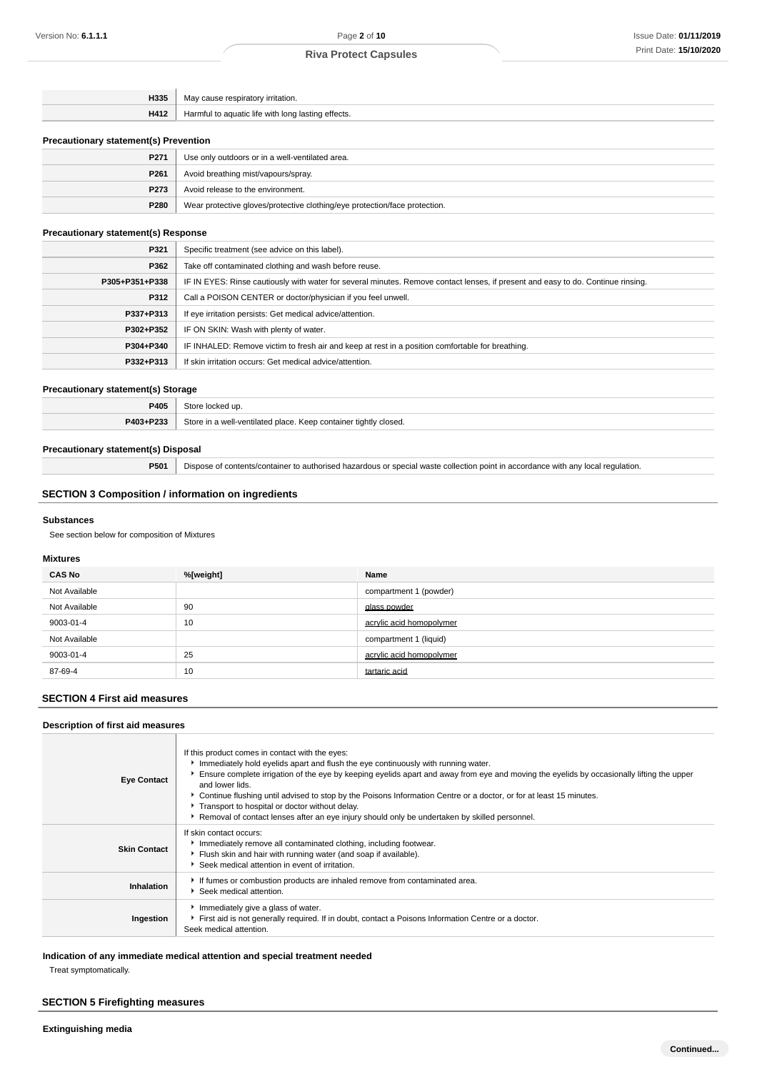| | |
|---|---|
| **H335** | May cause respiratory irritation. |
| **H412** | Harmful to aquatic life with long lasting effects. |

### Precautionary statement(s) Prevention

| | |
|---|---|
| **P271** | Use only outdoors or in a well-ventilated area. |
| **P261** | Avoid breathing mist/vapours/spray. |
| **P273** | Avoid release to the environment. |
| **P280** | Wear protective gloves/protective clothing/eye protection/face protection. |

### Precautionary statement(s) Response

| | |
|---|---|
| **P321** | Specific treatment (see advice on this label). |
| **P362** | Take off contaminated clothing and wash before reuse. |
| **P305+P351+P338** | IF IN EYES: Rinse cautiously with water for several minutes. Remove contact lenses, if present and easy to do. Continue rinsing. |
| **P312** | Call a POISON CENTER or doctor/physician if you feel unwell. |
| **P337+P313** | If eye irritation persists: Get medical advice/attention. |
| **P302+P352** | IF ON SKIN: Wash with plenty of water. |
| **P304+P340** | IF INHALED: Remove victim to fresh air and keep at rest in a position comfortable for breathing. |
| **P332+P313** | If skin irritation occurs: Get medical advice/attention. |

### Precautionary statement(s) Storage

| | |
|---|---|
| **P405** | Store locked up. |
| **P403+P233** | Store in a well-ventilated place. Keep container tightly closed. |

### Precautionary statement(s) Disposal

| | |
|---|---|
| **P501** | Dispose of contents/container to authorised hazardous or special waste collection point in accordance with any local regulation. |

## SECTION 3 Composition / information on ingredients

### Substances

See section below for composition of Mixtures

### Mixtures

| CAS No | %[weight] | Name |
|---|---|---|
| Not Available | | compartment 1 (powder) |
| Not Available | 90 | glass powder |
| 9003-01-4 | 10 | acrylic acid homopolymer |
| Not Available | | compartment 1 (liquid) |
| 9003-01-4 | 25 | acrylic acid homopolymer |
| 87-69-4 | 10 | tartaric acid |

## SECTION 4 First aid measures

### Description of first aid measures

| | |
|---|---|
| **Eye Contact** | If this product comes in contact with the eyes:<br>▸ Immediately hold eyelids apart and flush the eye continuously with running water.<br>▸ Ensure complete irrigation of the eye by keeping eyelids apart and away from eye and moving the eyelids by occasionally lifting the upper and lower lids.<br>▸ Continue flushing until advised to stop by the Poisons Information Centre or a doctor, or for at least 15 minutes.<br>▸ Transport to hospital or doctor without delay.<br>▸ Removal of contact lenses after an eye injury should only be undertaken by skilled personnel. |
| **Skin Contact** | If skin contact occurs:<br>▸ Immediately remove all contaminated clothing, including footwear.<br>▸ Flush skin and hair with running water (and soap if available).<br>▸ Seek medical attention in event of irritation. |
| **Inhalation** | ▸ If fumes or combustion products are inhaled remove from contaminated area.<br>▸ Seek medical attention. |
| **Ingestion** | ▸ Immediately give a glass of water.<br>▸ First aid is not generally required. If in doubt, contact a Poisons Information Centre or a doctor.<br>Seek medical attention. |

### Indication of any immediate medical attention and special treatment needed

Treat symptomatically.

## SECTION 5 Firefighting measures

### Extinguishing media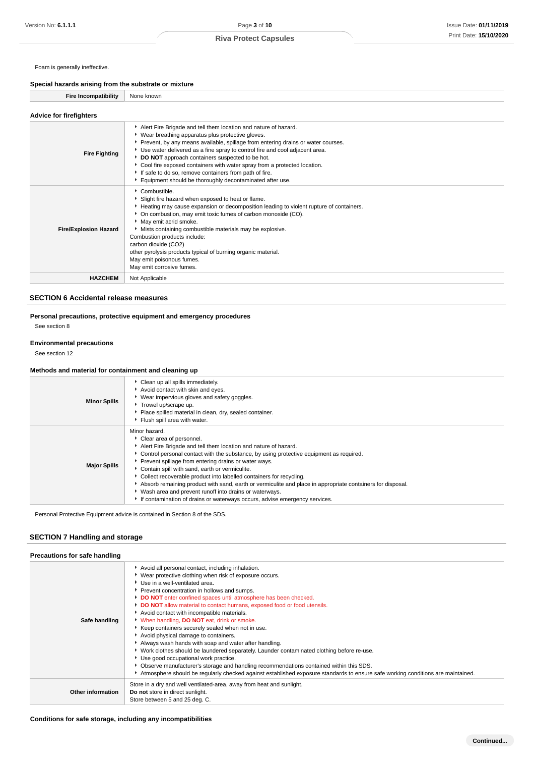Foam is generally ineffective.

### Special hazards arising from the substrate or mixture

| Fire Incompatibility | None known |
|---|---|

### Advice for firefighters

| | |
|---|---|
| **Fire Fighting** | - Alert Fire Brigade and tell them location and nature of hazard.<br>- Wear breathing apparatus plus protective gloves.<br>- Prevent, by any means available, spillage from entering drains or water courses.<br>- Use water delivered as a fine spray to control fire and cool adjacent area.<br>- **DO NOT** approach containers suspected to be hot.<br>- Cool fire exposed containers with water spray from a protected location.<br>- If safe to do so, remove containers from path of fire.<br>- Equipment should be thoroughly decontaminated after use. |
| **Fire/Explosion Hazard** | - Combustible.<br>- Slight fire hazard when exposed to heat or flame.<br>- Heating may cause expansion or decomposition leading to violent rupture of containers.<br>- On combustion, may emit toxic fumes of carbon monoxide (CO).<br>- May emit acrid smoke.<br>- Mists containing combustible materials may be explosive.<br>Combustion products include:<br>carbon dioxide ($CO_2$)<br>other pyrolysis products typical of burning organic material.<br>May emit poisonous fumes.<br>May emit corrosive fumes. |
| **HAZCHEM** | Not Applicable |

## SECTION 6 Accidental release measures

### Personal precautions, protective equipment and emergency procedures

See section 8

### Environmental precautions

See section 12

### Methods and material for containment and cleaning up

| | |
|---|---|
| **Minor Spills** | - Clean up all spills immediately.<br>- Avoid contact with skin and eyes.<br>- Wear impervious gloves and safety goggles.<br>- Trowel up/scrape up.<br>- Place spilled material in clean, dry, sealed container.<br>- Flush spill area with water. |
| **Major Spills** | Minor hazard.<br>- Clear area of personnel.<br>- Alert Fire Brigade and tell them location and nature of hazard.<br>- Control personal contact with the substance, by using protective equipment as required.<br>- Prevent spillage from entering drains or water ways.<br>- Contain spill with sand, earth or vermiculite.<br>- Collect recoverable product into labelled containers for recycling.<br>- Absorb remaining product with sand, earth or vermiculite and place in appropriate containers for disposal.<br>- Wash area and prevent runoff into drains or waterways.<br>- If contamination of drains or waterways occurs, advise emergency services. |

Personal Protective Equipment advice is contained in Section 8 of the SDS.

## SECTION 7 Handling and storage

### Precautions for safe handling

| | |
|---|---|
| **Safe handling** | - Avoid all personal contact, including inhalation.<br>- Wear protective clothing when risk of exposure occurs.<br>- Use in a well-ventilated area.<br>- Prevent concentration in hollows and sumps.<br>- **DO NOT** enter confined spaces until atmosphere has been checked.<br>- **DO NOT** allow material to contact humans, exposed food or food utensils.<br>- Avoid contact with incompatible materials.<br>- When handling, **DO NOT** eat, drink or smoke.<br>- Keep containers securely sealed when not in use.<br>- Avoid physical damage to containers.<br>- Always wash hands with soap and water after handling.<br>- Work clothes should be laundered separately. Launder contaminated clothing before re-use.<br>- Use good occupational work practice.<br>- Observe manufacturer's storage and handling recommendations contained within this SDS.<br>- Atmosphere should be regularly checked against established exposure standards to ensure safe working conditions are maintained. |
| **Other information** | Store in a dry and well ventilated-area, away from heat and sunlight.<br>**Do not** store in direct sunlight.<br>Store between 5 and 25 deg. C. |

### Conditions for safe storage, including any incompatibilities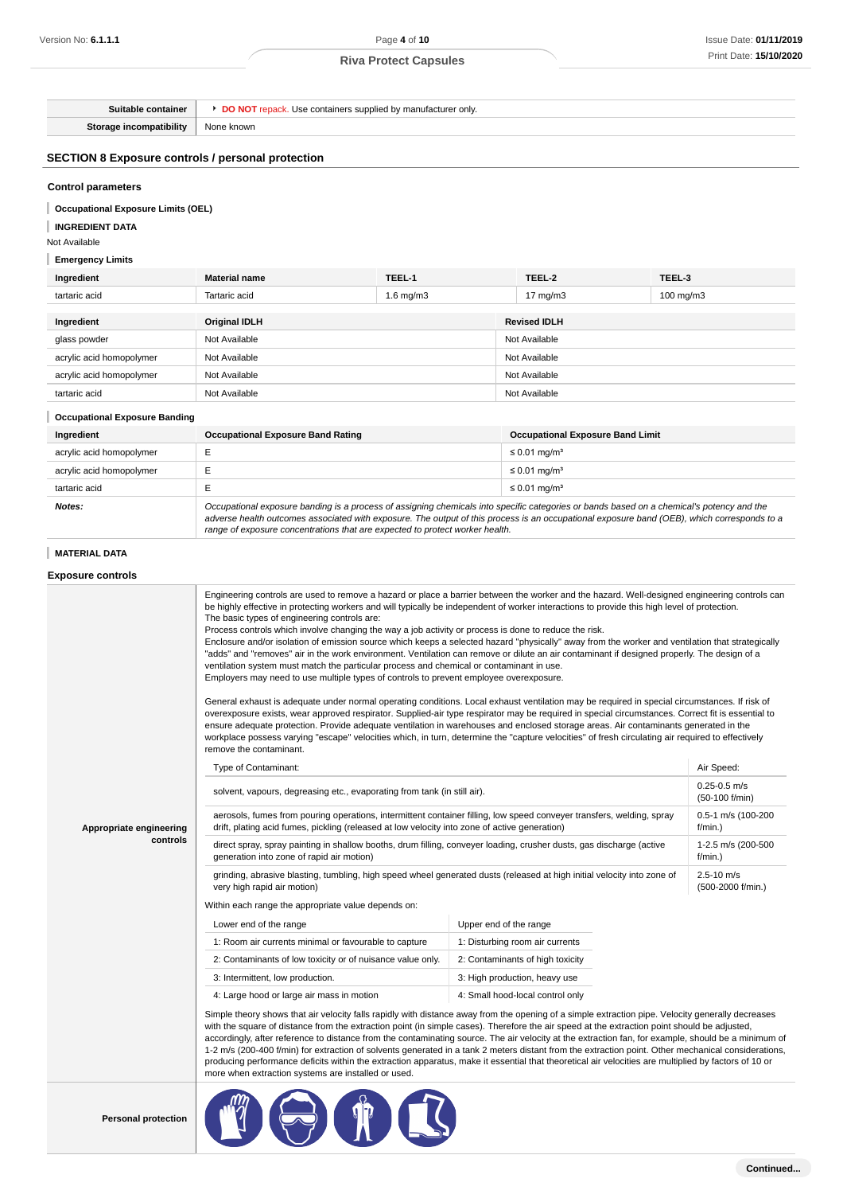| | |
|---|---|
| **Suitable container** | ▸ **DO NOT** repack. Use containers supplied by manufacturer only. |
| **Storage incompatibility** | None known |

## SECTION 8 Exposure controls / personal protection

### Control parameters

**Occupational Exposure Limits (OEL)**

**INGREDIENT DATA**

Not Available

**Emergency Limits**

| Ingredient | Material name | TEEL-1 | TEEL-2 | TEEL-3 |
|---|---|---|---|---|
| tartaric acid | Tartaric acid | 1.6 mg/m3 | 17 mg/m3 | 100 mg/m3 |

| Ingredient | Original IDLH | Revised IDLH |
|---|---|---|
| glass powder | Not Available | Not Available |
| acrylic acid homopolymer | Not Available | Not Available |
| acrylic acid homopolymer | Not Available | Not Available |
| tartaric acid | Not Available | Not Available |

**Occupational Exposure Banding**

| Ingredient | Occupational Exposure Band Rating | Occupational Exposure Band Limit |
|---|---|---|
| acrylic acid homopolymer | E | ≤ 0.01 mg/m³ |
| acrylic acid homopolymer | E | ≤ 0.01 mg/m³ |
| tartaric acid | E | ≤ 0.01 mg/m³ |
| ***Notes:*** | *Occupational exposure banding is a process of assigning chemicals into specific categories or bands based on a chemical's potency and the adverse health outcomes associated with exposure. The output of this process is an occupational exposure band (OEB), which corresponds to a range of exposure concentrations that are expected to protect worker health.* | |

**MATERIAL DATA**

### Exposure controls

**Appropriate engineering controls**

Engineering controls are used to remove a hazard or place a barrier between the worker and the hazard. Well-designed engineering controls can be highly effective in protecting workers and will typically be independent of worker interactions to provide this high level of protection.
The basic types of engineering controls are:
Process controls which involve changing the way a job activity or process is done to reduce the risk.
Enclosure and/or isolation of emission source which keeps a selected hazard "physically" away from the worker and ventilation that strategically "adds" and "removes" air in the work environment. Ventilation can remove or dilute an air contaminant if designed properly. The design of a ventilation system must match the particular process and chemical or contaminant in use.
Employers may need to use multiple types of controls to prevent employee overexposure.

General exhaust is adequate under normal operating conditions. Local exhaust ventilation may be required in special circumstances. If risk of overexposure exists, wear approved respirator. Supplied-air type respirator may be required in special circumstances. Correct fit is essential to ensure adequate protection. Provide adequate ventilation in warehouses and enclosed storage areas. Air contaminants generated in the workplace possess varying "escape" velocities which, in turn, determine the "capture velocities" of fresh circulating air required to effectively remove the contaminant.

| Type of Contaminant: | Air Speed: |
|---|---|
| solvent, vapours, degreasing etc., evaporating from tank (in still air). | 0.25-0.5 m/s (50-100 f/min) |
| aerosols, fumes from pouring operations, intermittent container filling, low speed conveyer transfers, welding, spray drift, plating acid fumes, pickling (released at low velocity into zone of active generation) | 0.5-1 m/s (100-200 f/min.) |
| direct spray, spray painting in shallow booths, drum filling, conveyer loading, crusher dusts, gas discharge (active generation into zone of rapid air motion) | 1-2.5 m/s (200-500 f/min.) |
| grinding, abrasive blasting, tumbling, high speed wheel generated dusts (released at high initial velocity into zone of very high rapid air motion) | 2.5-10 m/s (500-2000 f/min.) |

Within each range the appropriate value depends on:

| Lower end of the range | Upper end of the range |
|---|---|
| 1: Room air currents minimal or favourable to capture | 1: Disturbing room air currents |
| 2: Contaminants of low toxicity or of nuisance value only. | 2: Contaminants of high toxicity |
| 3: Intermittent, low production. | 3: High production, heavy use |
| 4: Large hood or large air mass in motion | 4: Small hood-local control only |

Simple theory shows that air velocity falls rapidly with distance away from the opening of a simple extraction pipe. Velocity generally decreases with the square of distance from the extraction point (in simple cases). Therefore the air speed at the extraction point should be adjusted, accordingly, after reference to distance from the contaminating source. The air velocity at the extraction fan, for example, should be a minimum of 1-2 m/s (200-400 f/min) for extraction of solvents generated in a tank 2 meters distant from the extraction point. Other mechanical considerations, producing performance deficits within the extraction apparatus, make it essential that theoretical air velocities are multiplied by factors of 10 or more when extraction systems are installed or used.

**Personal protection**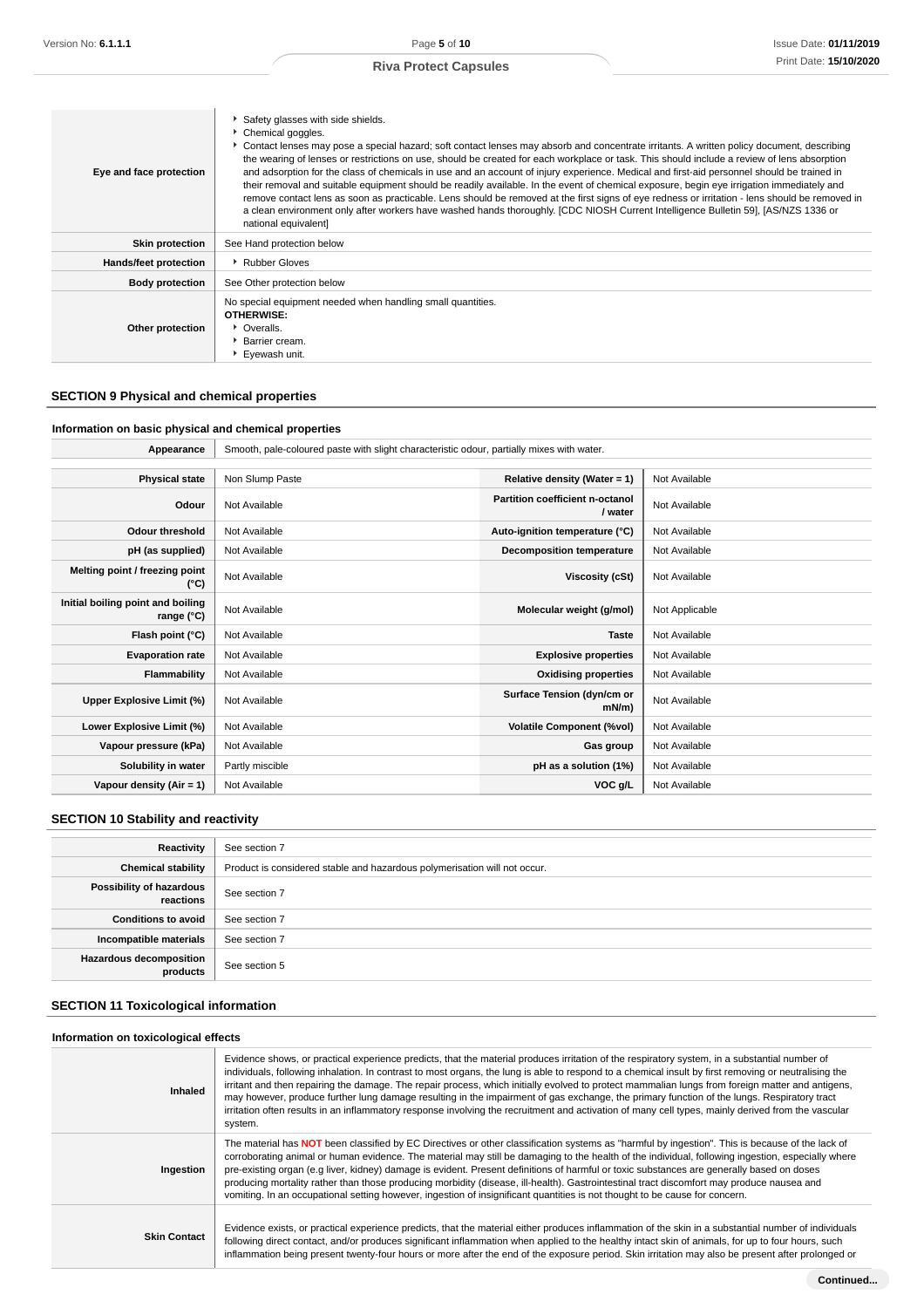| | |
|---|---|
| **Eye and face protection** | ▸ Safety glasses with side shields.<br>▸ Chemical goggles.<br>▸ Contact lenses may pose a special hazard; soft contact lenses may absorb and concentrate irritants. A written policy document, describing the wearing of lenses or restrictions on use, should be created for each workplace or task. This should include a review of lens absorption and adsorption for the class of chemicals in use and an account of injury experience. Medical and first-aid personnel should be trained in their removal and suitable equipment should be readily available. In the event of chemical exposure, begin eye irrigation immediately and remove contact lens as soon as practicable. Lens should be removed at the first signs of eye redness or irritation - lens should be removed in a clean environment only after workers have washed hands thoroughly. [CDC NIOSH Current Intelligence Bulletin 59], [AS/NZS 1336 or national equivalent] |
| **Skin protection** | See Hand protection below |
| **Hands/feet protection** | ▸ Rubber Gloves |
| **Body protection** | See Other protection below |
| **Other protection** | No special equipment needed when handling small quantities.<br>**OTHERWISE:**<br>▸ Overalls.<br>▸ Barrier cream.<br>▸ Eyewash unit. |

## SECTION 9 Physical and chemical properties

### Information on basic physical and chemical properties

| | | | |
|---|---|---|---|
| **Appearance** | Smooth, pale-coloured paste with slight characteristic odour, partially mixes with water. | | |
| **Physical state** | Non Slump Paste | **Relative density (Water = 1)** | Not Available |
| **Odour** | Not Available | **Partition coefficient n-octanol / water** | Not Available |
| **Odour threshold** | Not Available | **Auto-ignition temperature (°C)** | Not Available |
| **pH (as supplied)** | Not Available | **Decomposition temperature** | Not Available |
| **Melting point / freezing point (°C)** | Not Available | **Viscosity (cSt)** | Not Available |
| **Initial boiling point and boiling range (°C)** | Not Available | **Molecular weight (g/mol)** | Not Applicable |
| **Flash point (°C)** | Not Available | **Taste** | Not Available |
| **Evaporation rate** | Not Available | **Explosive properties** | Not Available |
| **Flammability** | Not Available | **Oxidising properties** | Not Available |
| **Upper Explosive Limit (%)** | Not Available | **Surface Tension (dyn/cm or mN/m)** | Not Available |
| **Lower Explosive Limit (%)** | Not Available | **Volatile Component (%vol)** | Not Available |
| **Vapour pressure (kPa)** | Not Available | **Gas group** | Not Available |
| **Solubility in water** | Partly miscible | **pH as a solution (1%)** | Not Available |
| **Vapour density (Air = 1)** | Not Available | **VOC g/L** | Not Available |

## SECTION 10 Stability and reactivity

| | |
|---|---|
| **Reactivity** | See section 7 |
| **Chemical stability** | Product is considered stable and hazardous polymerisation will not occur. |
| **Possibility of hazardous reactions** | See section 7 |
| **Conditions to avoid** | See section 7 |
| **Incompatible materials** | See section 7 |
| **Hazardous decomposition products** | See section 5 |

## SECTION 11 Toxicological information

### Information on toxicological effects

| | |
|---|---|
| **Inhaled** | Evidence shows, or practical experience predicts, that the material produces irritation of the respiratory system, in a substantial number of individuals, following inhalation. In contrast to most organs, the lung is able to respond to a chemical insult by first removing or neutralising the irritant and then repairing the damage. The repair process, which initially evolved to protect mammalian lungs from foreign matter and antigens, may however, produce further lung damage resulting in the impairment of gas exchange, the primary function of the lungs. Respiratory tract irritation often results in an inflammatory response involving the recruitment and activation of many cell types, mainly derived from the vascular system. |
| **Ingestion** | The material has **NOT** been classified by EC Directives or other classification systems as "harmful by ingestion". This is because of the lack of corroborating animal or human evidence. The material may still be damaging to the health of the individual, following ingestion, especially where pre-existing organ (e.g liver, kidney) damage is evident. Present definitions of harmful or toxic substances are generally based on doses producing mortality rather than those producing morbidity (disease, ill-health). Gastrointestinal tract discomfort may produce nausea and vomiting. In an occupational setting however, ingestion of insignificant quantities is not thought to be cause for concern. |
| **Skin Contact** | Evidence exists, or practical experience predicts, that the material either produces inflammation of the skin in a substantial number of individuals following direct contact, and/or produces significant inflammation when applied to the healthy intact skin of animals, for up to four hours, such inflammation being present twenty-four hours or more after the end of the exposure period. Skin irritation may also be present after prolonged or |

**Continued...**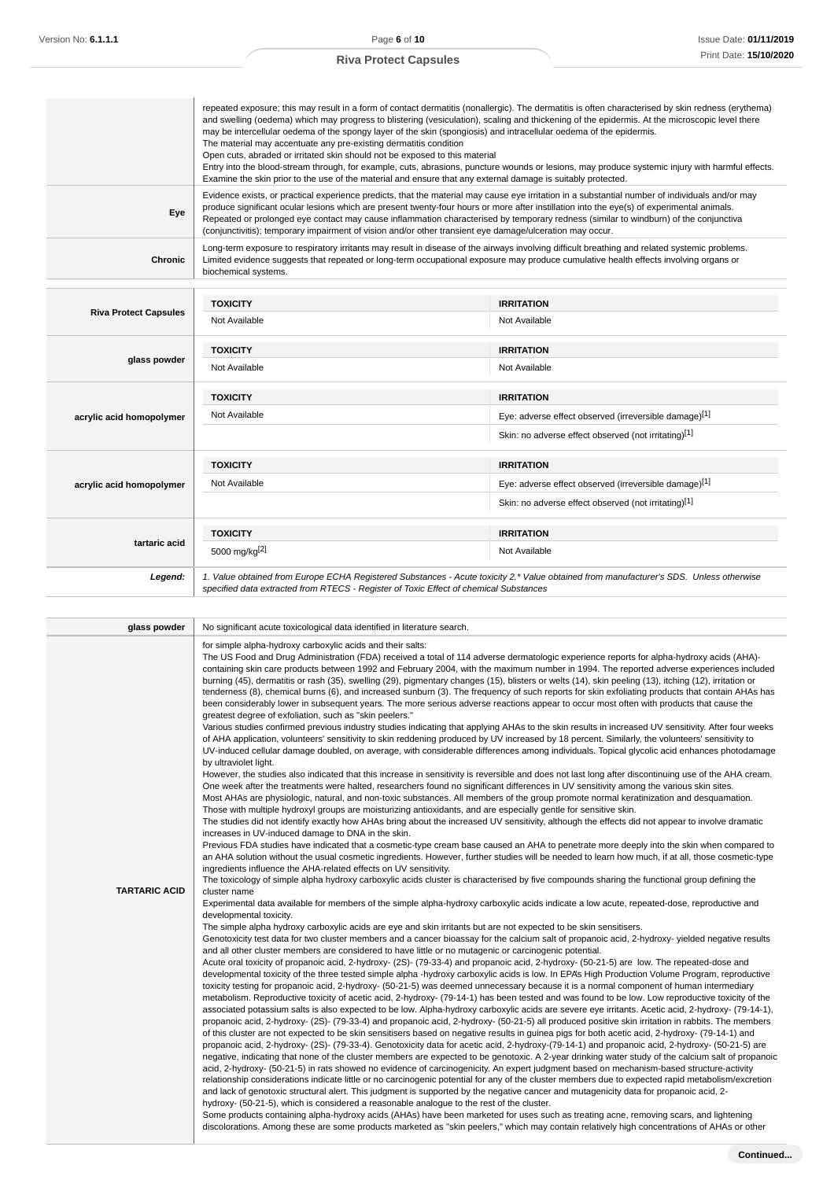| | |
|---|---|
| | repeated exposure; this may result in a form of contact dermatitis (nonallergic). The dermatitis is often characterised by skin redness (erythema) and swelling (oedema) which may progress to blistering (vesiculation), scaling and thickening of the epidermis. At the microscopic level there may be intercellular oedema of the spongy layer of the skin (spongiosis) and intracellular oedema of the epidermis.<br>The material may accentuate any pre-existing dermatitis condition<br>Open cuts, abraded or irritated skin should not be exposed to this material<br>Entry into the blood-stream through, for example, cuts, abrasions, puncture wounds or lesions, may produce systemic injury with harmful effects. Examine the skin prior to the use of the material and ensure that any external damage is suitably protected. |
| **Eye** | Evidence exists, or practical experience predicts, that the material may cause eye irritation in a substantial number of individuals and/or may produce significant ocular lesions which are present twenty-four hours or more after instillation into the eye(s) of experimental animals.<br>Repeated or prolonged eye contact may cause inflammation characterised by temporary redness (similar to windburn) of the conjunctiva (conjunctivitis); temporary impairment of vision and/or other transient eye damage/ulceration may occur. |
| **Chronic** | Long-term exposure to respiratory irritants may result in disease of the airways involving difficult breathing and related systemic problems.<br>Limited evidence suggests that repeated or long-term occupational exposure may produce cumulative health effects involving organs or biochemical systems. |

| | TOXICITY | IRRITATION |
|---|---|---|
| **Riva Protect Capsules** | Not Available | Not Available |
| **glass powder** | Not Available | Not Available |
| **acrylic acid homopolymer** | Not Available | Eye: adverse effect observed (irreversible damage)[1] |
| | | Skin: no adverse effect observed (not irritating)[1] |
| **acrylic acid homopolymer** | Not Available | Eye: adverse effect observed (irreversible damage)[1] |
| | | Skin: no adverse effect observed (not irritating)[1] |
| **tartaric acid** | 5000 mg/kg[2] | Not Available |
| ***Legend:*** | *1. Value obtained from Europe ECHA Registered Substances - Acute toxicity 2.\* Value obtained from manufacturer's SDS. Unless otherwise specified data extracted from RTECS - Register of Toxic Effect of chemical Substances* | |

| | |
|---|---|
| **glass powder** | No significant acute toxicological data identified in literature search. |
| **TARTARIC ACID** | for simple alpha-hydroxy carboxylic acids and their salts:<br>The US Food and Drug Administration (FDA) received a total of 114 adverse dermatologic experience reports for alpha-hydroxy acids (AHA)-containing skin care products between 1992 and February 2004, with the maximum number in 1994. The reported adverse experiences included burning (45), dermatitis or rash (35), swelling (29), pigmentary changes (15), blisters or welts (14), skin peeling (13), itching (12), irritation or tenderness (8), chemical burns (6), and increased sunburn (3). The frequency of such reports for skin exfoliating products that contain AHAs has been considerably lower in subsequent years. The more serious adverse reactions appear to occur most often with products that cause the greatest degree of exfoliation, such as "skin peelers."<br>Various studies confirmed previous industry studies indicating that applying AHAs to the skin results in increased UV sensitivity. After four weeks of AHA application, volunteers' sensitivity to skin reddening produced by UV increased by 18 percent. Similarly, the volunteers' sensitivity to UV-induced cellular damage doubled, on average, with considerable differences among individuals. Topical glycolic acid enhances photodamage by ultraviolet light.<br>However, the studies also indicated that this increase in sensitivity is reversible and does not last long after discontinuing use of the AHA cream. One week after the treatments were halted, researchers found no significant differences in UV sensitivity among the various skin sites.<br>Most AHAs are physiologic, natural, and non-toxic substances. All members of the group promote normal keratinization and desquamation. Those with multiple hydroxyl groups are moisturizing antioxidants, and are especially gentle for sensitive skin.<br>The studies did not identify exactly how AHAs bring about the increased UV sensitivity, although the effects did not appear to involve dramatic increases in UV-induced damage to DNA in the skin.<br>Previous FDA studies have indicated that a cosmetic-type cream base caused an AHA to penetrate more deeply into the skin when compared to an AHA solution without the usual cosmetic ingredients. However, further studies will be needed to learn how much, if at all, those cosmetic-type ingredients influence the AHA-related effects on UV sensitivity.<br>The toxicology of simple alpha hydroxy carboxylic acids cluster is characterised by five compounds sharing the functional group defining the cluster name<br>Experimental data available for members of the simple alpha-hydroxy carboxylic acids indicate a low acute, repeated-dose, reproductive and developmental toxicity.<br>The simple alpha hydroxy carboxylic acids are eye and skin irritants but are not expected to be skin sensitisers.<br>Genotoxicity test data for two cluster members and a cancer bioassay for the calcium salt of propanoic acid, 2-hydroxy- yielded negative results and all other cluster members are considered to have little or no mutagenic or carcinogenic potential.<br>Acute oral toxicity of propanoic acid, 2-hydroxy- (2S)- (79-33-4) and propanoic acid, 2-hydroxy- (50-21-5) are low. The repeated-dose and developmental toxicity of the three tested simple alpha -hydroxy carboxylic acids is low. In EPAs High Production Volume Program, reproductive toxicity testing for propanoic acid, 2-hydroxy- (50-21-5) was deemed unnecessary because it is a normal component of human intermediary metabolism. Reproductive toxicity of acetic acid, 2-hydroxy- (79-14-1) has been tested and was found to be low. Low reproductive toxicity of the associated potassium salts is also expected to be low. Alpha-hydroxy carboxylic acids are severe eye irritants. Acetic acid, 2-hydroxy- (79-14-1), propanoic acid, 2-hydroxy- (2S)- (79-33-4) and propanoic acid, 2-hydroxy- (50-21-5) all produced positive skin irritation in rabbits. The members of this cluster are not expected to be skin sensitisers based on negative results in guinea pigs for both acetic acid, 2-hydroxy- (79-14-1) and propanoic acid, 2-hydroxy- (2S)- (79-33-4). Genotoxicity data for acetic acid, 2-hydroxy-(79-14-1) and propanoic acid, 2-hydroxy- (50-21-5) are negative, indicating that none of the cluster members are expected to be genotoxic. A 2-year drinking water study of the calcium salt of propanoic acid, 2-hydroxy- (50-21-5) in rats showed no evidence of carcinogenicity. An expert judgment based on mechanism-based structure-activity relationship considerations indicate little or no carcinogenic potential for any of the cluster members due to expected rapid metabolism/excretion and lack of genotoxic structural alert. This judgment is supported by the negative cancer and mutagenicity data for propanoic acid, 2-hydroxy- (50-21-5), which is considered a reasonable analogue to the rest of the cluster.<br>Some products containing alpha-hydroxy acids (AHAs) have been marketed for uses such as treating acne, removing scars, and lightening discolorations. Among these are some products marketed as "skin peelers," which may contain relatively high concentrations of AHAs or other |

Continued...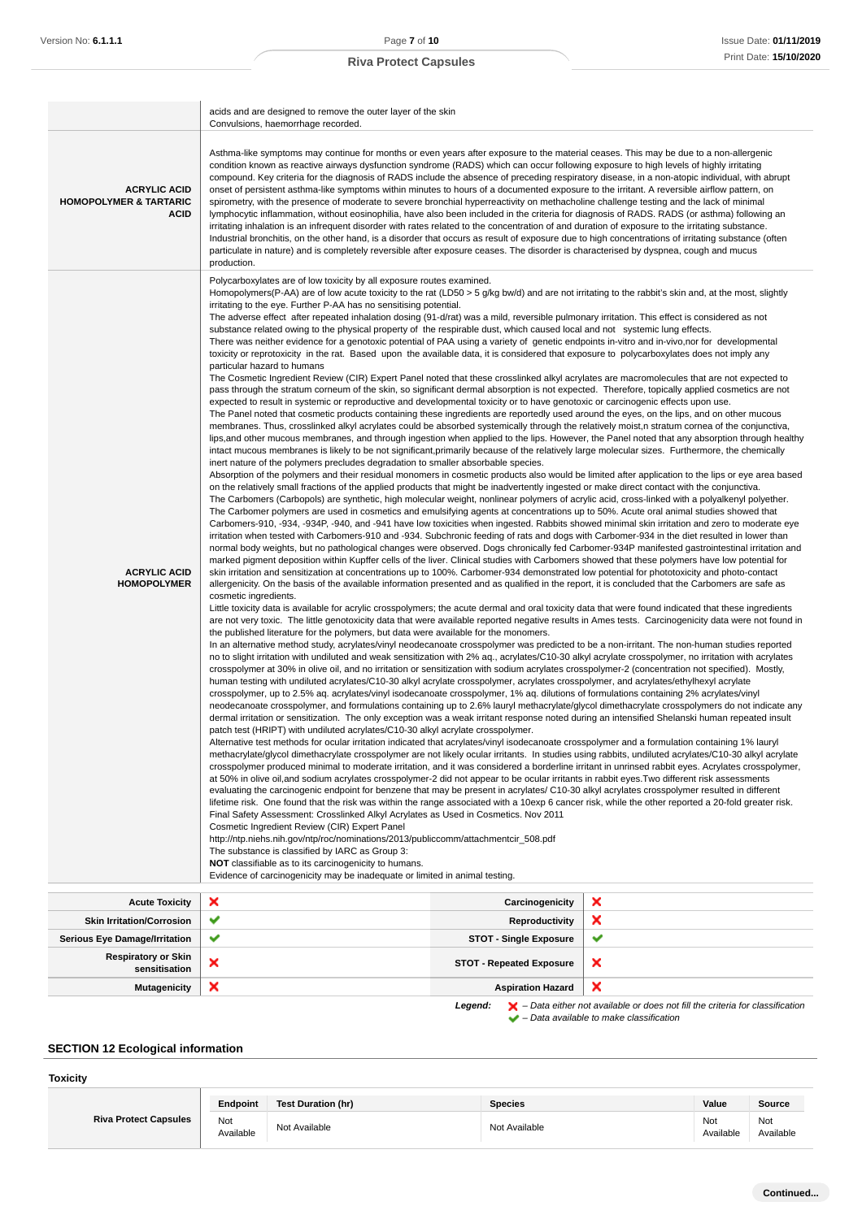| | |
|---|---|
| | acids and are designed to remove the outer layer of the skin<br>Convulsions, haemorrhage recorded. |
| **ACRYLIC ACID HOMOPOLYMER & TARTARIC ACID** | Asthma-like symptoms may continue for months or even years after exposure to the material ceases. This may be due to a non-allergenic condition known as reactive airways dysfunction syndrome (RADS) which can occur following exposure to high levels of highly irritating compound. Key criteria for the diagnosis of RADS include the absence of preceding respiratory disease, in a non-atopic individual, with abrupt onset of persistent asthma-like symptoms within minutes to hours of a documented exposure to the irritant. A reversible airflow pattern, on spirometry, with the presence of moderate to severe bronchial hyperreactivity on methacholine challenge testing and the lack of minimal lymphocytic inflammation, without eosinophilia, have also been included in the criteria for diagnosis of RADS. RADS (or asthma) following an irritating inhalation is an infrequent disorder with rates related to the concentration of and duration of exposure to the irritating substance. Industrial bronchitis, on the other hand, is a disorder that occurs as result of exposure due to high concentrations of irritating substance (often particulate in nature) and is completely reversible after exposure ceases. The disorder is characterised by dyspnea, cough and mucus production. |
| **ACRYLIC ACID HOMOPOLYMER** | Polycarboxylates are of low toxicity by all exposure routes examined.<br>Homopolymers(P-AA) are of low acute toxicity to the rat (LD50 > 5 g/kg bw/d) and are not irritating to the rabbit's skin and, at the most, slightly irritating to the eye. Further P-AA has no sensitising potential.<br>The adverse effect after repeated inhalation dosing (91-d/rat) was a mild, reversible pulmonary irritation. This effect is considered as not substance related owing to the physical property of the respirable dust, which caused local and not systemic lung effects.<br>There was neither evidence for a genotoxic potential of PAA using a variety of genetic endpoints in-vitro and in-vivo,nor for developmental toxicity or reprotoxicity in the rat. Based upon the available data, it is considered that exposure to polycarboxylates does not imply any particular hazard to humans<br>The Cosmetic Ingredient Review (CIR) Expert Panel noted that these crosslinked alkyl acrylates are macromolecules that are not expected to pass through the stratum corneum of the skin, so significant dermal absorption is not expected. Therefore, topically applied cosmetics are not expected to result in systemic or reproductive and developmental toxicity or to have genotoxic or carcinogenic effects upon use.<br>The Panel noted that cosmetic products containing these ingredients are reportedly used around the eyes, on the lips, and on other mucous membranes. Thus, crosslinked alkyl acrylates could be absorbed systemically through the relatively moist,n stratum cornea of the conjunctiva, lips,and other mucous membranes, and through ingestion when applied to the lips. However, the Panel noted that any absorption through healthy intact mucous membranes is likely to be not significant,primarily because of the relatively large molecular sizes. Furthermore, the chemically inert nature of the polymers precludes degradation to smaller absorbable species.<br>Absorption of the polymers and their residual monomers in cosmetic products also would be limited after application to the lips or eye area based on the relatively small fractions of the applied products that might be inadvertently ingested or make direct contact with the conjunctiva.<br>The Carbomers (Carbopols) are synthetic, high molecular weight, nonlinear polymers of acrylic acid, cross-linked with a polyalkenyl polyether. The Carbomer polymers are used in cosmetics and emulsifying agents at concentrations up to 50%. Acute oral animal studies showed that Carbomers-910, -934, -934P, -940, and -941 have low toxicities when ingested. Rabbits showed minimal skin irritation and zero to moderate eye irritation when tested with Carbomers-910 and -934. Subchronic feeding of rats and dogs with Carbomer-934 in the diet resulted in lower than normal body weights, but no pathological changes were observed. Dogs chronically fed Carbomer-934P manifested gastrointestinal irritation and marked pigment deposition within Kupffer cells of the liver. Clinical studies with Carbomers showed that these polymers have low potential for skin irritation and sensitization at concentrations up to 100%. Carbomer-934 demonstrated low potential for phototoxicity and photo-contact allergenicity. On the basis of the available information presented and as qualified in the report, it is concluded that the Carbomers are safe as cosmetic ingredients.<br>Little toxicity data is available for acrylic crosspolymers; the acute dermal and oral toxicity data that were found indicated that these ingredients are not very toxic. The little genotoxicity data that were available reported negative results in Ames tests. Carcinogenicity data were not found in the published literature for the polymers, but data were available for the monomers.<br>In an alternative method study, acrylates/vinyl neodecanoate crosspolymer was predicted to be a non-irritant. The non-human studies reported no to slight irritation with undiluted and weak sensitization with 2% aq., acrylates/C10-30 alkyl acrylate crosspolymer, no irritation with acrylates crosspolymer at 30% in olive oil, and no irritation or sensitization with sodium acrylates crosspolymer-2 (concentration not specified). Mostly, human testing with undiluted acrylates/C10-30 alkyl acrylate crosspolymer, acrylates crosspolymer, and acrylates/ethylhexyl acrylate crosspolymer, up to 2.5% aq. acrylates/vinyl isodecanoate crosspolymer, 1% aq. dilutions of formulations containing 2% acrylates/vinyl neodecanoate crosspolymer, and formulations containing up to 2.6% lauryl methacrylate/glycol dimethacrylate crosspolymers do not indicate any dermal irritation or sensitization. The only exception was a weak irritant response noted during an intensified Shelanski human repeated insult patch test (HRIPT) with undiluted acrylates/C10-30 alkyl acrylate crosspolymer.<br>Alternative test methods for ocular irritation indicated that acrylates/vinyl isodecanoate crosspolymer and a formulation containing 1% lauryl methacrylate/glycol dimethacrylate crosspolymer are not likely ocular irritants. In studies using rabbits, undiluted acrylates/C10-30 alkyl acrylate crosspolymer produced minimal to moderate irritation, and it was considered a borderline irritant in unrinsed rabbit eyes. Acrylates crosspolymer, at 50% in olive oil,and sodium acrylates crosspolymer-2 did not appear to be ocular irritants in rabbit eyes.Two different risk assessments evaluating the carcinogenic endpoint for benzene that may be present in acrylates/ C10-30 alkyl acrylates crosspolymer resulted in different lifetime risk. One found that the risk was within the range associated with a 10exp 6 cancer risk, while the other reported a 20-fold greater risk.<br>Final Safety Assessment: Crosslinked Alkyl Acrylates as Used in Cosmetics. Nov 2011<br>Cosmetic Ingredient Review (CIR) Expert Panel<br>http://ntp.niehs.nih.gov/ntp/roc/nominations/2013/publiccomm/attachmentcir_508.pdf<br>The substance is classified by IARC as Group 3:<br>**NOT** classifiable as to its carcinogenicity to humans.<br>Evidence of carcinogenicity may be inadequate or limited in animal testing. |

| | | | |
|---|---|---|---|
| **Acute Toxicity** | ❌ | **Carcinogenicity** | ❌ |
| **Skin Irritation/Corrosion** | ✔ | **Reproductivity** | ❌ |
| **Serious Eye Damage/Irritation** | ✔ | **STOT - Single Exposure** | ✔ |
| **Respiratory or Skin sensitisation** | ❌ | **STOT - Repeated Exposure** | ❌ |
| **Mutagenicity** | ❌ | **Aspiration Hazard** | ❌ |

***Legend:*** ❌ *– Data either not available or does not fill the criteria for classification*
✔ *– Data available to make classification*

## SECTION 12 Ecological information

### Toxicity

| | Endpoint | Test Duration (hr) | Species | Value | Source |
|---|---|---|---|---|---|
| **Riva Protect Capsules** | Not Available | Not Available | Not Available | Not Available | Not Available |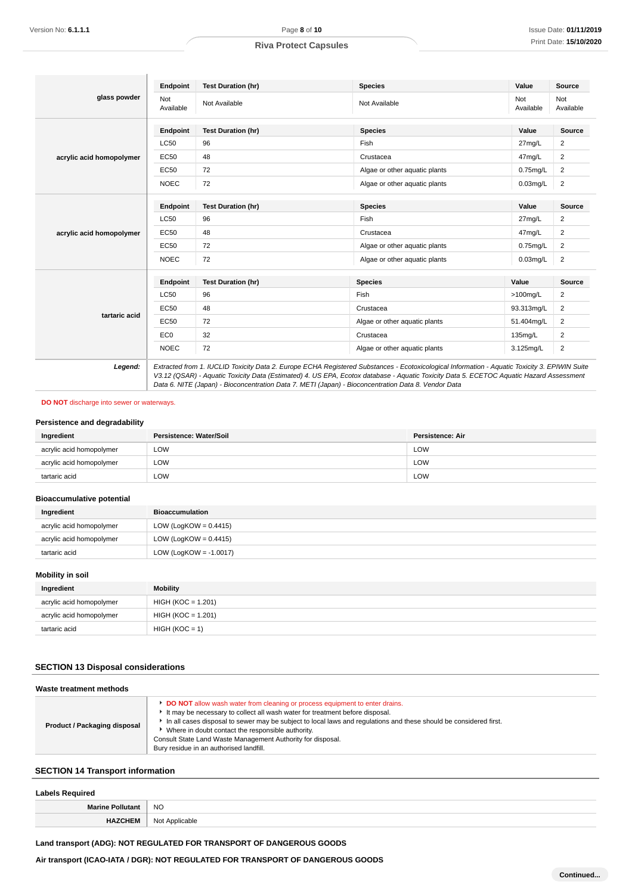| | | | | | |
|---|---|---|---|---|---|
| **glass powder** | **Endpoint** | **Test Duration (hr)** | **Species** | **Value** | **Source** |
| | Not Available | Not Available | Not Available | Not Available | Not Available |
| **acrylic acid homopolymer** | **Endpoint** | **Test Duration (hr)** | **Species** | **Value** | **Source** |
| | LC50 | 96 | Fish | 27mg/L | 2 |
| | EC50 | 48 | Crustacea | 47mg/L | 2 |
| | EC50 | 72 | Algae or other aquatic plants | 0.75mg/L | 2 |
| | NOEC | 72 | Algae or other aquatic plants | 0.03mg/L | 2 |
| **acrylic acid homopolymer** | **Endpoint** | **Test Duration (hr)** | **Species** | **Value** | **Source** |
| | LC50 | 96 | Fish | 27mg/L | 2 |
| | EC50 | 48 | Crustacea | 47mg/L | 2 |
| | EC50 | 72 | Algae or other aquatic plants | 0.75mg/L | 2 |
| | NOEC | 72 | Algae or other aquatic plants | 0.03mg/L | 2 |
| **tartaric acid** | **Endpoint** | **Test Duration (hr)** | **Species** | **Value** | **Source** |
| | LC50 | 96 | Fish | >100mg/L | 2 |
| | EC50 | 48 | Crustacea | 93.313mg/L | 2 |
| | EC50 | 72 | Algae or other aquatic plants | 51.404mg/L | 2 |
| | EC0 | 32 | Crustacea | 135mg/L | 2 |
| | NOEC | 72 | Algae or other aquatic plants | 3.125mg/L | 2 |
| ***Legend:*** | *Extracted from 1. IUCLID Toxicity Data 2. Europe ECHA Registered Substances - Ecotoxicological Information - Aquatic Toxicity 3. EPIWIN Suite V3.12 (QSAR) - Aquatic Toxicity Data (Estimated) 4. US EPA, Ecotox database - Aquatic Toxicity Data 5. ECETOC Aquatic Hazard Assessment Data 6. NITE (Japan) - Bioconcentration Data 7. METI (Japan) - Bioconcentration Data 8. Vendor Data* | | | | |

**DO NOT** discharge into sewer or waterways.

### Persistence and degradability

| Ingredient | Persistence: Water/Soil | Persistence: Air |
|---|---|---|
| acrylic acid homopolymer | LOW | LOW |
| acrylic acid homopolymer | LOW | LOW |
| tartaric acid | LOW | LOW |

### Bioaccumulative potential

| Ingredient | Bioaccumulation |
|---|---|
| acrylic acid homopolymer | LOW (LogKOW = 0.4415) |
| acrylic acid homopolymer | LOW (LogKOW = 0.4415) |
| tartaric acid | LOW (LogKOW = -1.0017) |

### Mobility in soil

| Ingredient | Mobility |
|---|---|
| acrylic acid homopolymer | HIGH (KOC = 1.201) |
| acrylic acid homopolymer | HIGH (KOC = 1.201) |
| tartaric acid | HIGH (KOC = 1) |

## SECTION 13 Disposal considerations

### Waste treatment methods

| | |
|---|---|
| **Product / Packaging disposal** | ▸ **DO NOT** allow wash water from cleaning or process equipment to enter drains.<br>▸ It may be necessary to collect all wash water for treatment before disposal.<br>▸ In all cases disposal to sewer may be subject to local laws and regulations and these should be considered first.<br>▸ Where in doubt contact the responsible authority.<br>Consult State Land Waste Management Authority for disposal.<br>Bury residue in an authorised landfill. |

## SECTION 14 Transport information

### Labels Required

| | |
|---|---|
| **Marine Pollutant** | NO |
| **HAZCHEM** | Not Applicable |

**Land transport (ADG): NOT REGULATED FOR TRANSPORT OF DANGEROUS GOODS**

**Air transport (ICAO-IATA / DGR): NOT REGULATED FOR TRANSPORT OF DANGEROUS GOODS**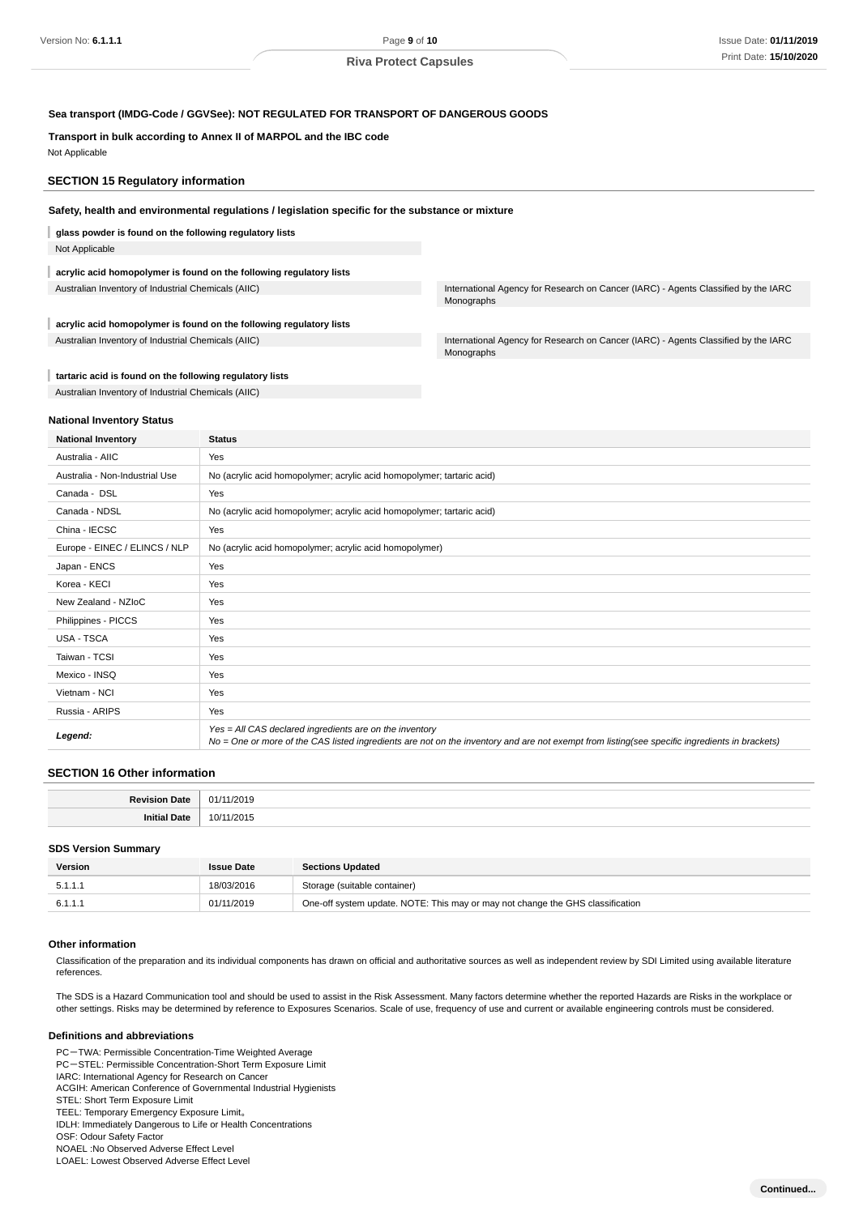**Sea transport (IMDG-Code / GGVSee): NOT REGULATED FOR TRANSPORT OF DANGEROUS GOODS**

**Transport in bulk according to Annex II of MARPOL and the IBC code**

Not Applicable

## SECTION 15 Regulatory information

**Safety, health and environmental regulations / legislation specific for the substance or mixture**

**glass powder is found on the following regulatory lists**

Not Applicable

**acrylic acid homopolymer is found on the following regulatory lists**

| | |
|---|---|
| Australian Inventory of Industrial Chemicals (AIIC) | International Agency for Research on Cancer (IARC) - Agents Classified by the IARC Monographs |

**acrylic acid homopolymer is found on the following regulatory lists**

| | |
|---|---|
| Australian Inventory of Industrial Chemicals (AIIC) | International Agency for Research on Cancer (IARC) - Agents Classified by the IARC Monographs |

**tartaric acid is found on the following regulatory lists**

Australian Inventory of Industrial Chemicals (AIIC)

**National Inventory Status**

| National Inventory | Status |
|---|---|
| Australia - AIIC | Yes |
| Australia - Non-Industrial Use | No (acrylic acid homopolymer; acrylic acid homopolymer; tartaric acid) |
| Canada - DSL | Yes |
| Canada - NDSL | No (acrylic acid homopolymer; acrylic acid homopolymer; tartaric acid) |
| China - IECSC | Yes |
| Europe - EINEC / ELINCS / NLP | No (acrylic acid homopolymer; acrylic acid homopolymer) |
| Japan - ENCS | Yes |
| Korea - KECI | Yes |
| New Zealand - NZIoC | Yes |
| Philippines - PICCS | Yes |
| USA - TSCA | Yes |
| Taiwan - TCSI | Yes |
| Mexico - INSQ | Yes |
| Vietnam - NCI | Yes |
| Russia - ARIPS | Yes |
| ***Legend:*** | *Yes = All CAS declared ingredients are on the inventory*<br>*No = One or more of the CAS listed ingredients are not on the inventory and are not exempt from listing(see specific ingredients in brackets)* |

## SECTION 16 Other information

| | |
|---|---|
| **Revision Date** | 01/11/2019 |
| **Initial Date** | 10/11/2015 |

**SDS Version Summary**

| Version | Issue Date | Sections Updated |
|---|---|---|
| 5.1.1.1 | 18/03/2016 | Storage (suitable container) |
| 6.1.1.1 | 01/11/2019 | One-off system update. NOTE: This may or may not change the GHS classification |

**Other information**

Classification of the preparation and its individual components has drawn on official and authoritative sources as well as independent review by SDI Limited using available literature references.

The SDS is a Hazard Communication tool and should be used to assist in the Risk Assessment. Many factors determine whether the reported Hazards are Risks in the workplace or other settings. Risks may be determined by reference to Exposures Scenarios. Scale of use, frequency of use and current or available engineering controls must be considered.

**Definitions and abbreviations**

PC－TWA: Permissible Concentration-Time Weighted Average
PC－STEL: Permissible Concentration-Short Term Exposure Limit
IARC: International Agency for Research on Cancer
ACGIH: American Conference of Governmental Industrial Hygienists
STEL: Short Term Exposure Limit
TEEL: Temporary Emergency Exposure Limit。
IDLH: Immediately Dangerous to Life or Health Concentrations
OSF: Odour Safety Factor
NOAEL :No Observed Adverse Effect Level
LOAEL: Lowest Observed Adverse Effect Level

**Continued...**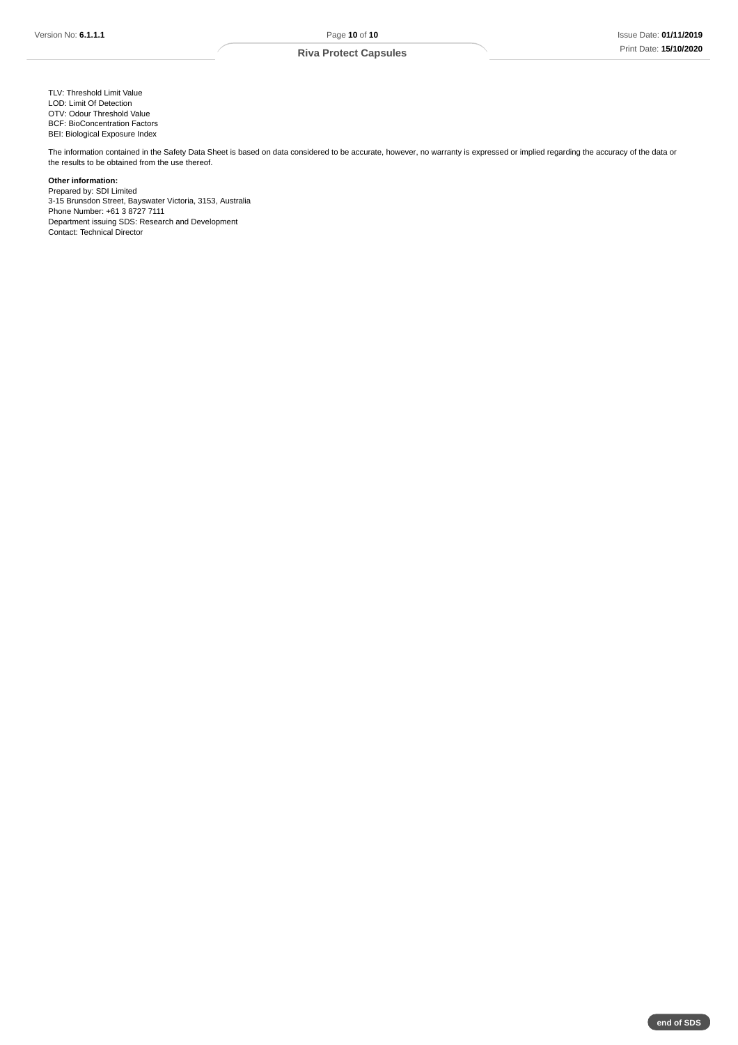TLV: Threshold Limit Value
LOD: Limit Of Detection
OTV: Odour Threshold Value
BCF: BioConcentration Factors
BEI: Biological Exposure Index

The information contained in the Safety Data Sheet is based on data considered to be accurate, however, no warranty is expressed or implied regarding the accuracy of the data or the results to be obtained from the use thereof.

**Other information:**
Prepared by: SDI Limited
3-15 Brunsdon Street, Bayswater Victoria, 3153, Australia
Phone Number: +61 3 8727 7111
Department issuing SDS: Research and Development
Contact: Technical Director

**end of SDS**